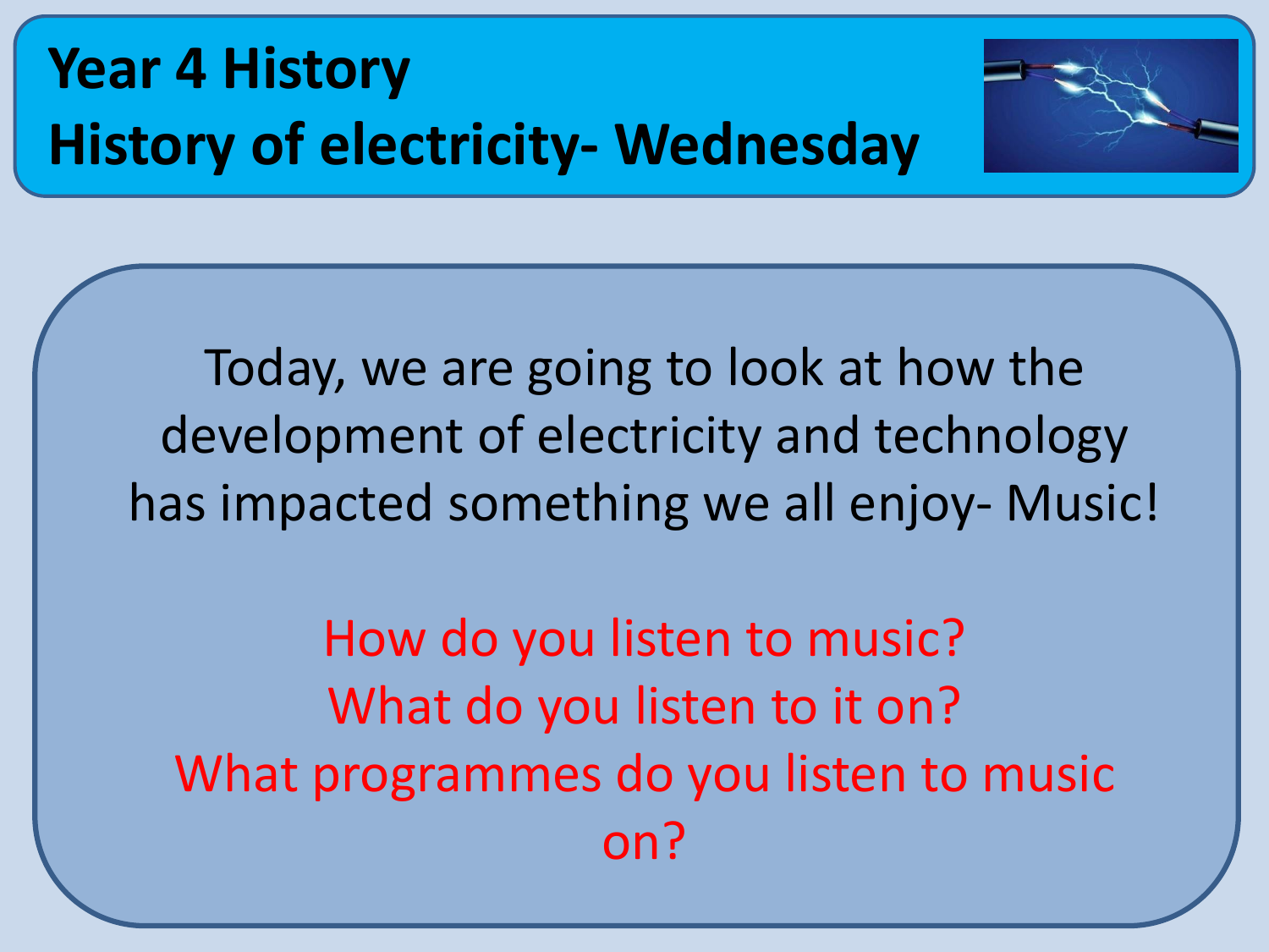# Year 4 History
# History of electricity- Wednesday

Today, we are going to look at how the development of electricity and technology has impacted something we all enjoy- Music!

How do you listen to music?
What do you listen to it on?
What programmes do you listen to music on?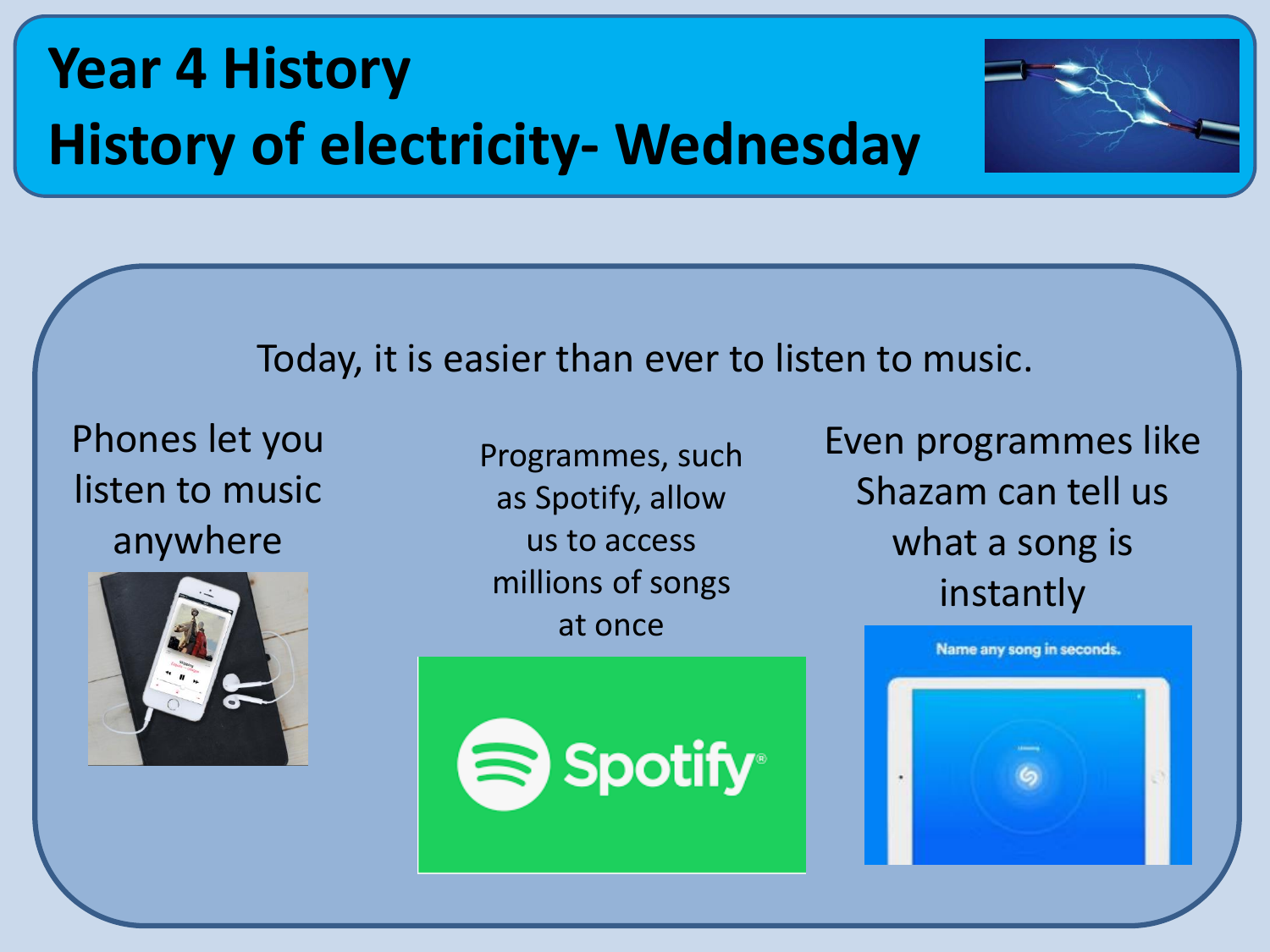# Year 4 History
# History of electricity- Wednesday

Today, it is easier than ever to listen to music.

Phones let you listen to music anywhere

Programmes, such as Spotify, allow us to access millions of songs at once

Even programmes like Shazam can tell us what a song is instantly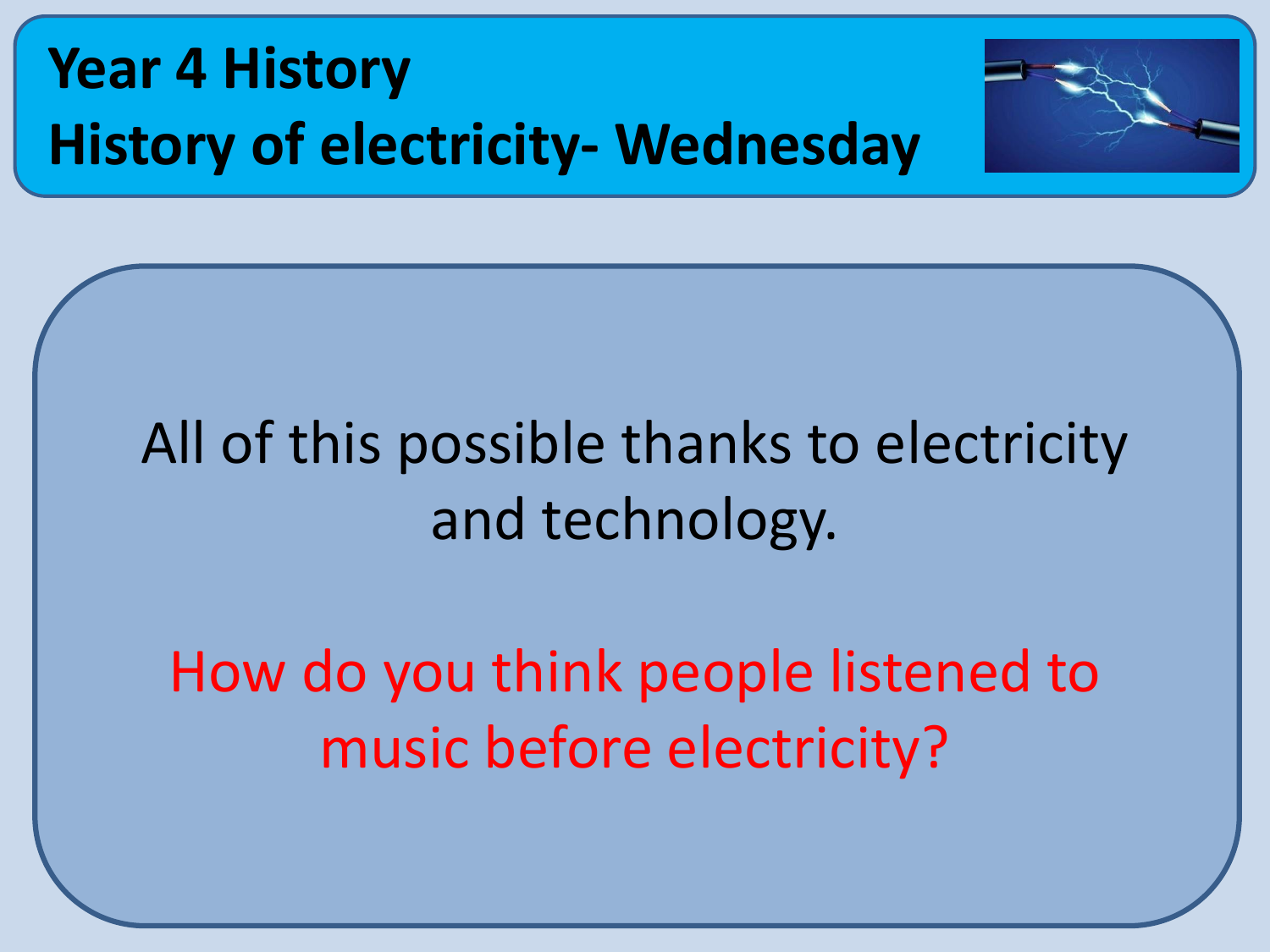# Year 4 History
# History of electricity- Wednesday

All of this possible thanks to electricity and technology.

How do you think people listened to music before electricity?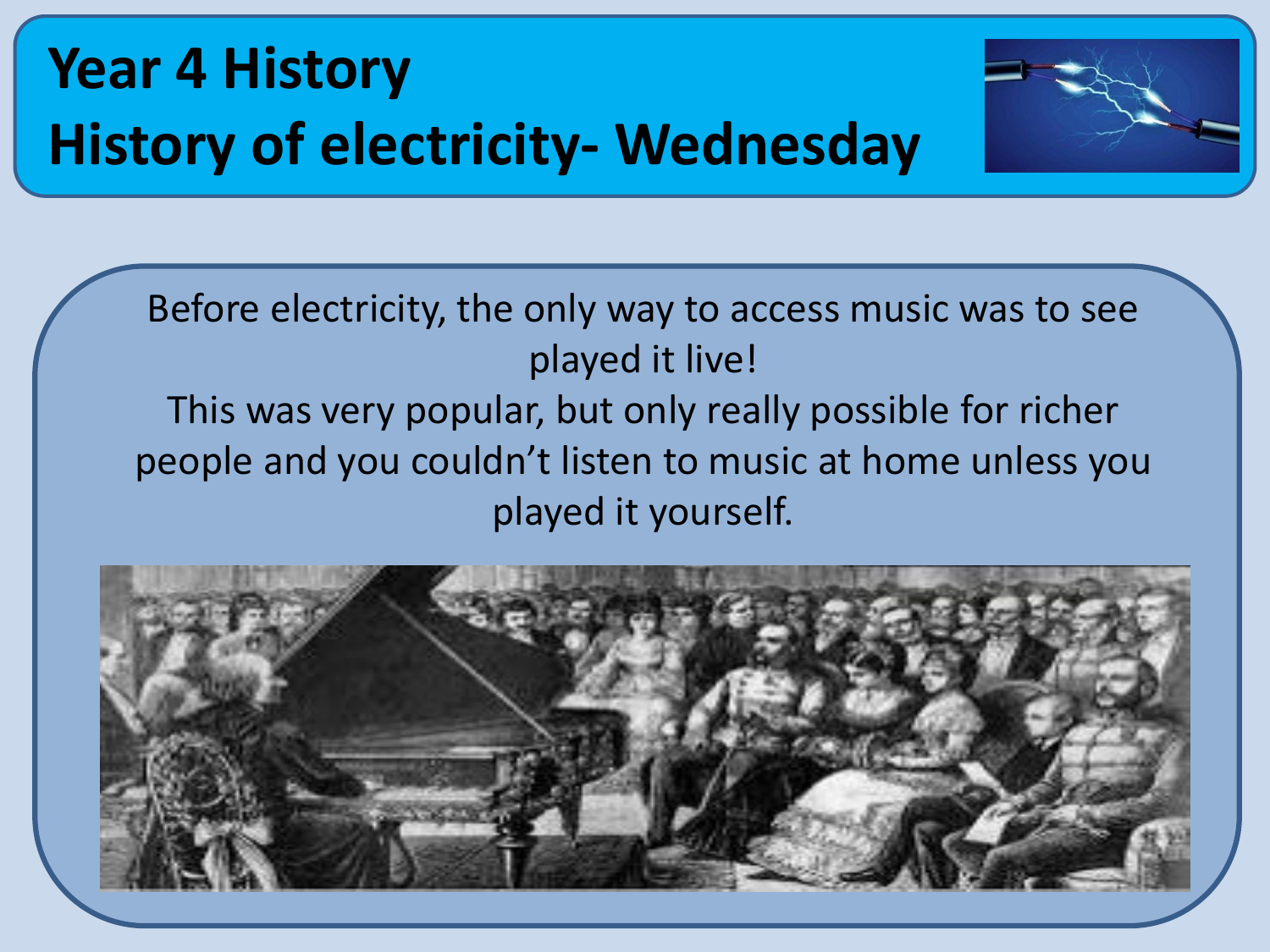# Year 4 History
# History of electricity- Wednesday

Before electricity, the only way to access music was to see played it live!
This was very popular, but only really possible for richer people and you couldn't listen to music at home unless you played it yourself.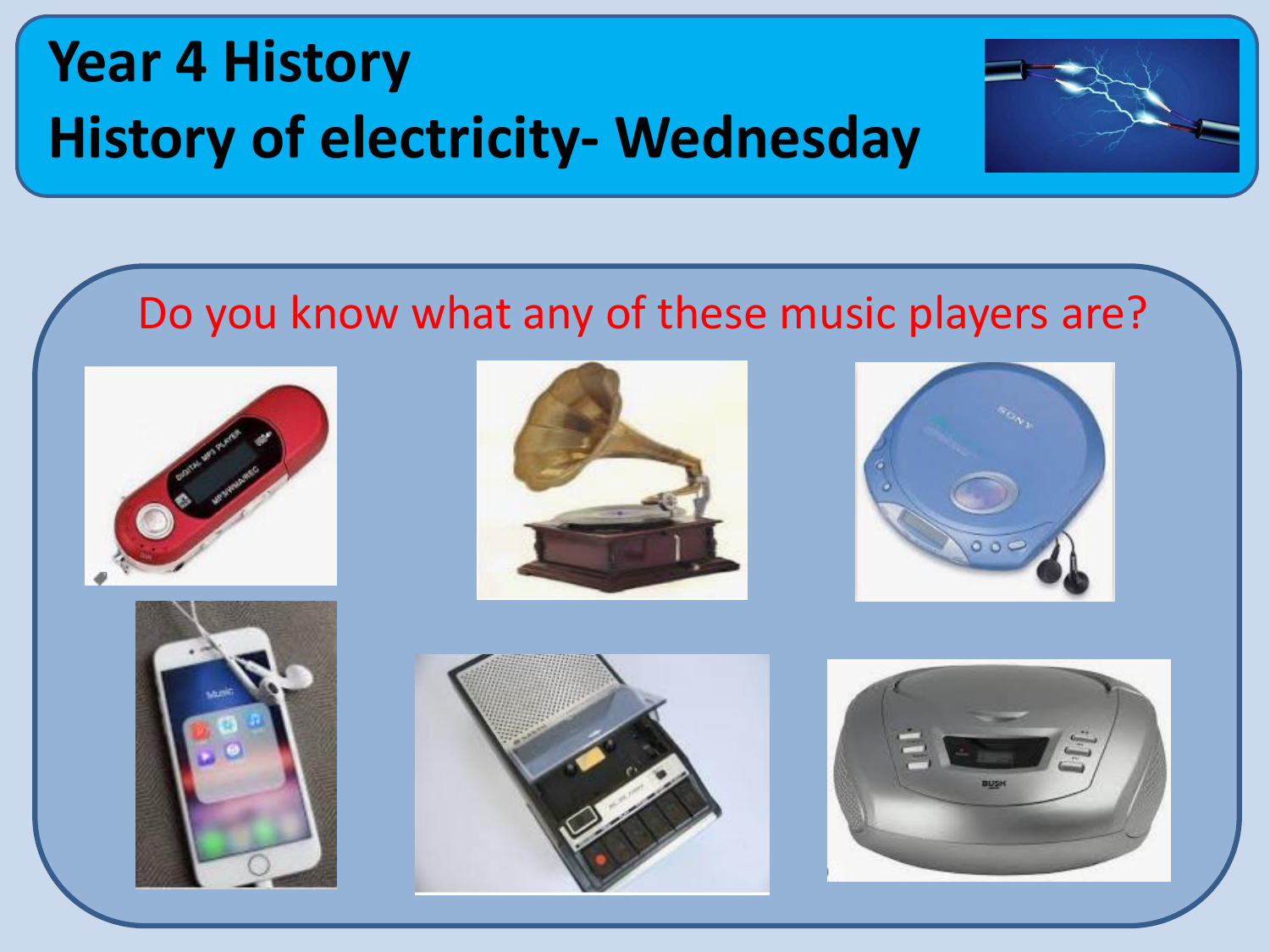# Year 4 History
# History of electricity- Wednesday

Do you know what any of these music players are?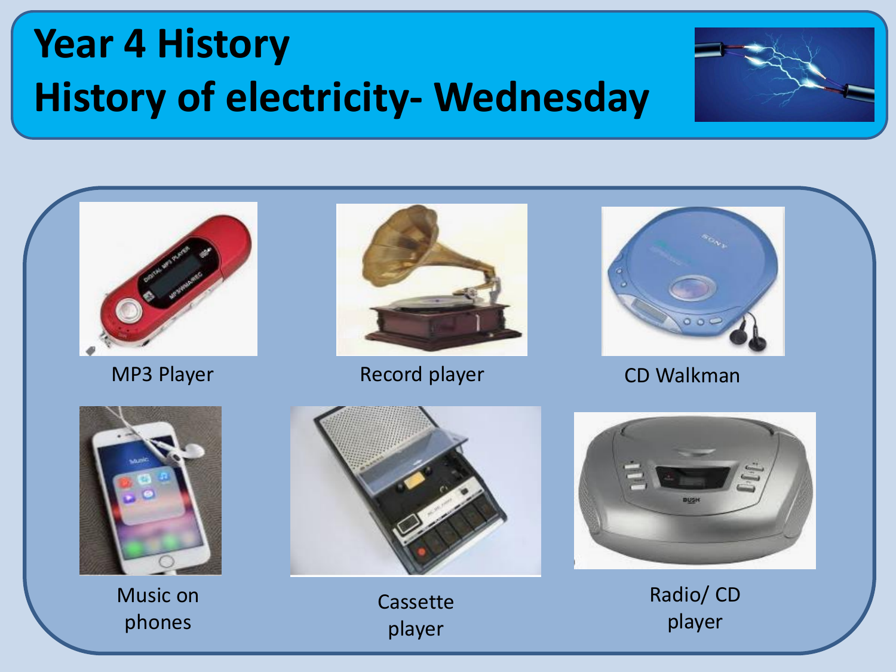# Year 4 History
# History of electricity- Wednesday

MP3 Player

Record player

CD Walkman

Music on phones

Cassette player

Radio/ CD player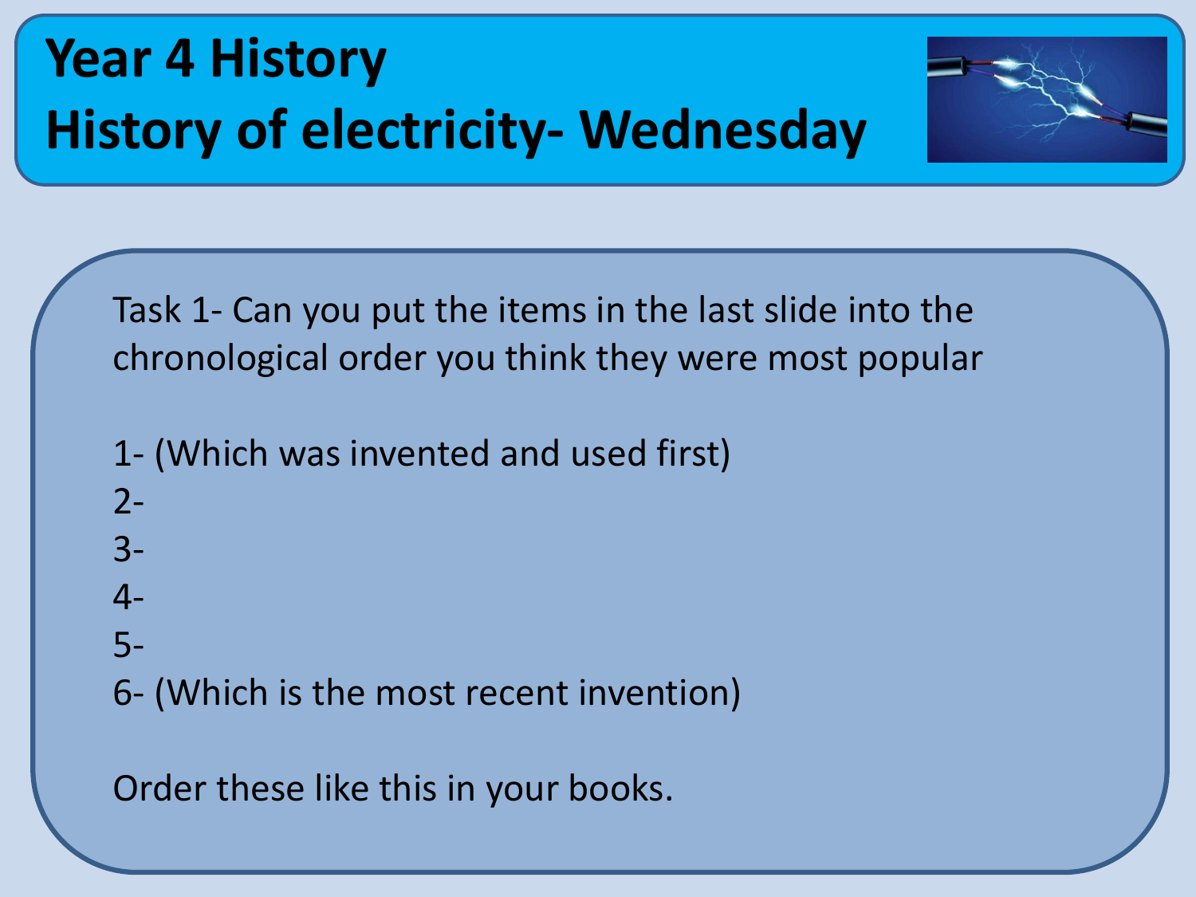# Year 4 History
# History of electricity- Wednesday

Task 1- Can you put the items in the last slide into the chronological order you think they were most popular

1- (Which was invented and used first)
2-
3-
4-
5-
6- (Which is the most recent invention)

Order these like this in your books.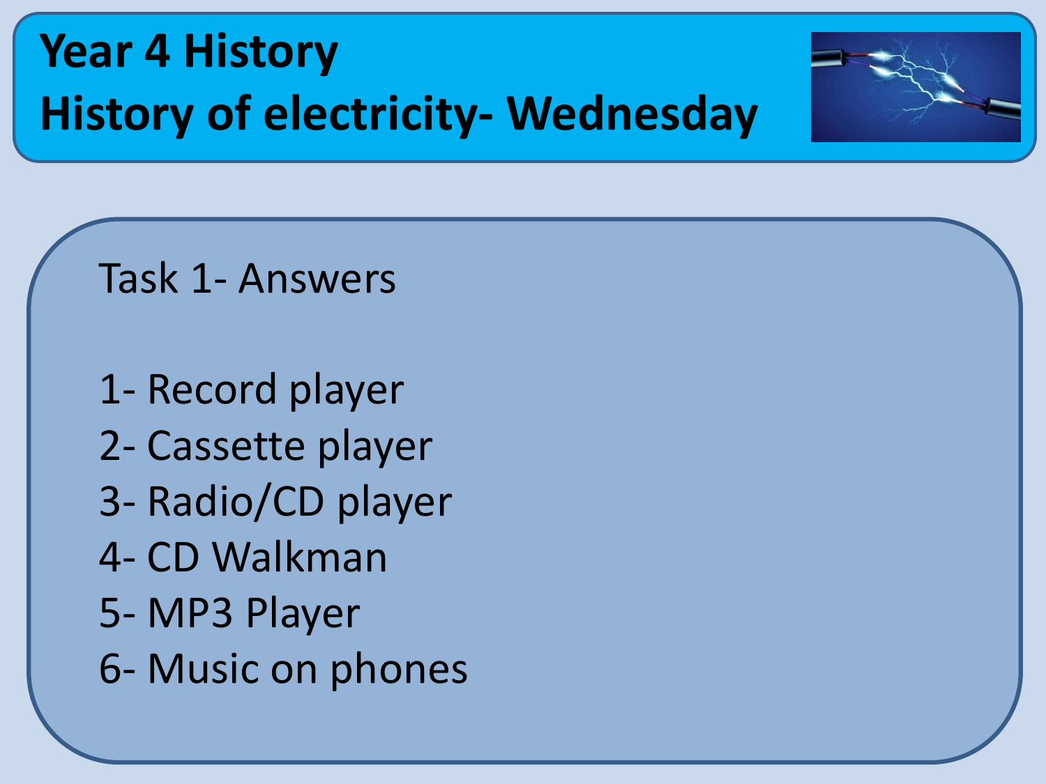# Year 4 History
# History of electricity- Wednesday

Task 1- Answers

1- Record player
2- Cassette player
3- Radio/CD player
4- CD Walkman
5- MP3 Player
6- Music on phones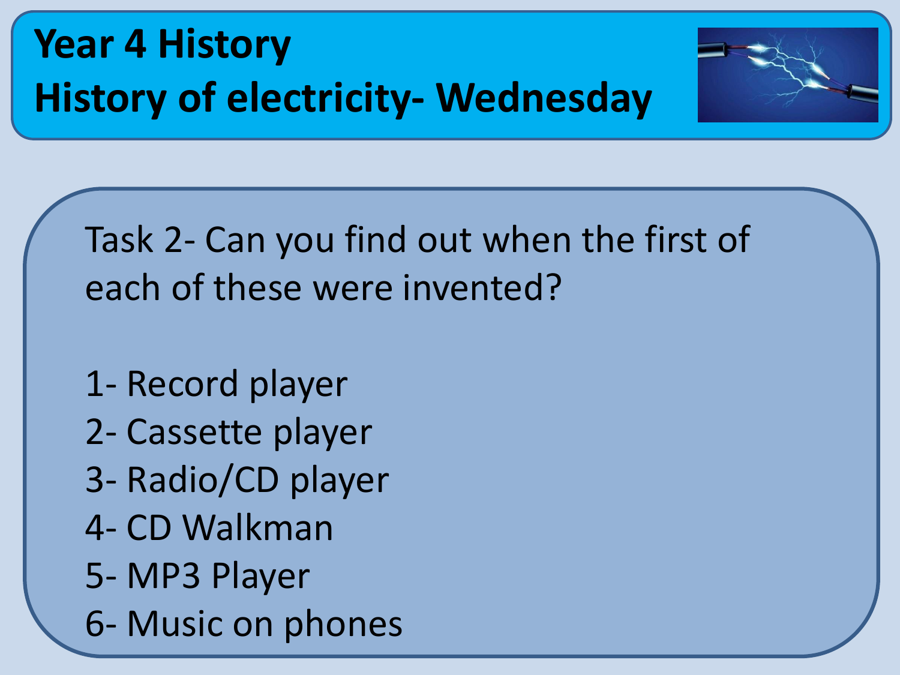# Year 4 History
# History of electricity- Wednesday

Task 2- Can you find out when the first of each of these were invented?

1- Record player
2- Cassette player
3- Radio/CD player
4- CD Walkman
5- MP3 Player
6- Music on phones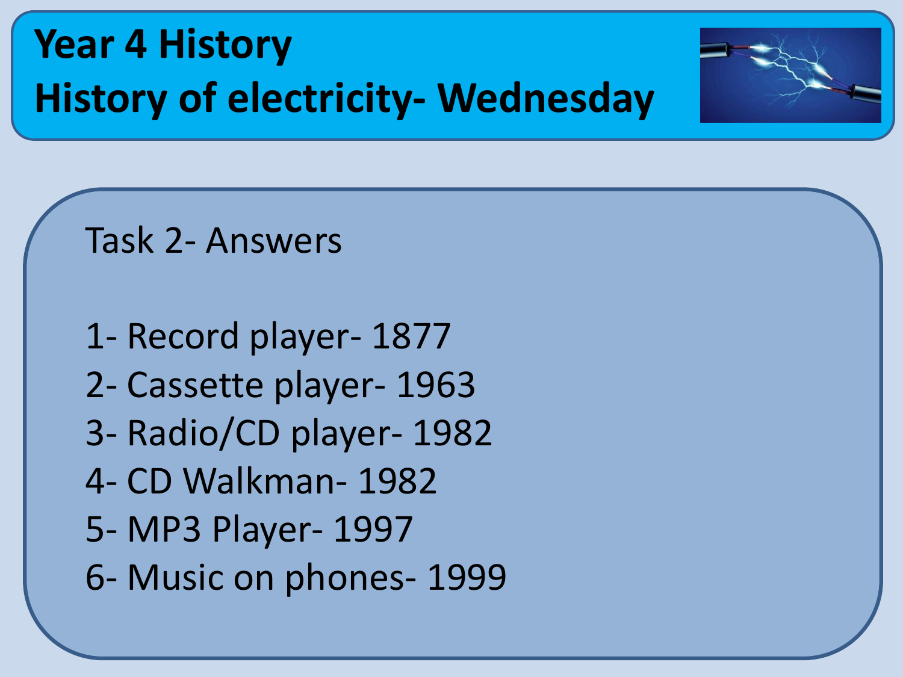# Year 4 History
# History of electricity- Wednesday

Task 2- Answers

1- Record player- 1877
2- Cassette player- 1963
3- Radio/CD player- 1982
4- CD Walkman- 1982
5- MP3 Player- 1997
6- Music on phones- 1999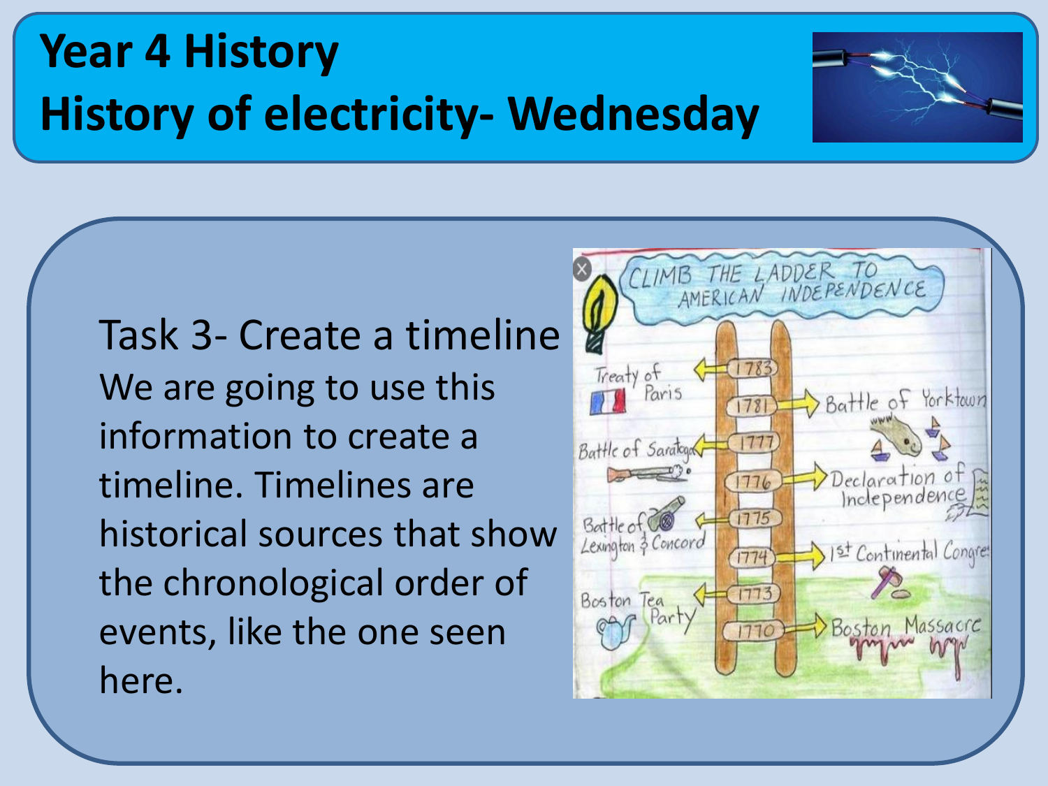# Year 4 History
# History of electricity- Wednesday

## Task 3- Create a timeline

We are going to use this information to create a timeline. Timelines are historical sources that show the chronological order of events, like the one seen here.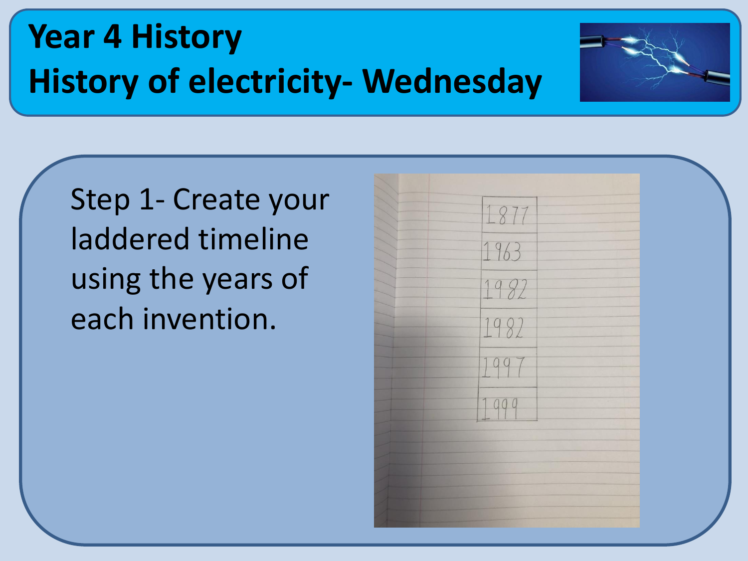# Year 4 History

## History of electricity- Wednesday

Step 1- Create your laddered timeline using the years of each invention.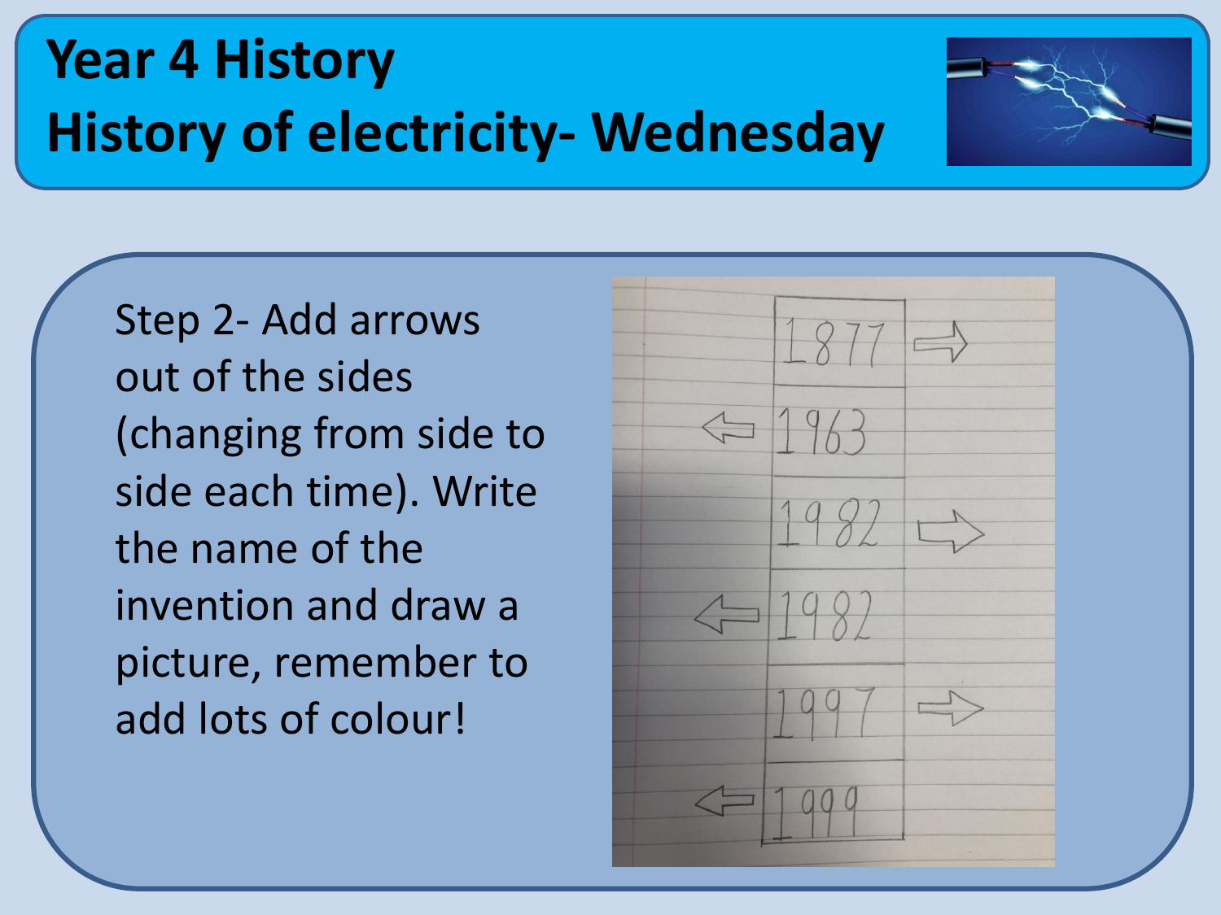# Year 4 History
# History of electricity- Wednesday

Step 2- Add arrows out of the sides (changing from side to side each time). Write the name of the invention and draw a picture, remember to add lots of colour!

1877
1963
1982
1982
1997
1999